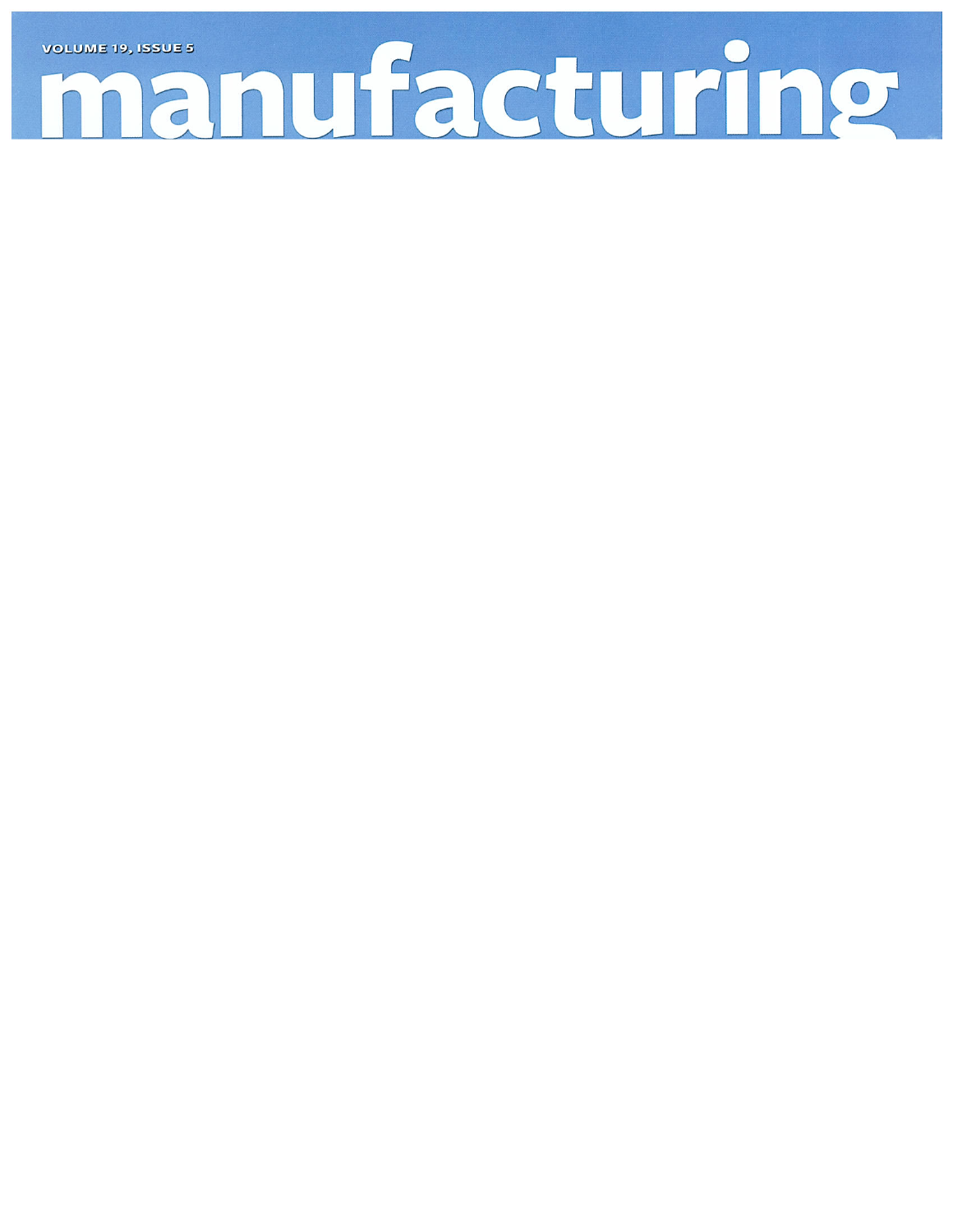VOLUME 19, ISSUE 5

# manufacturing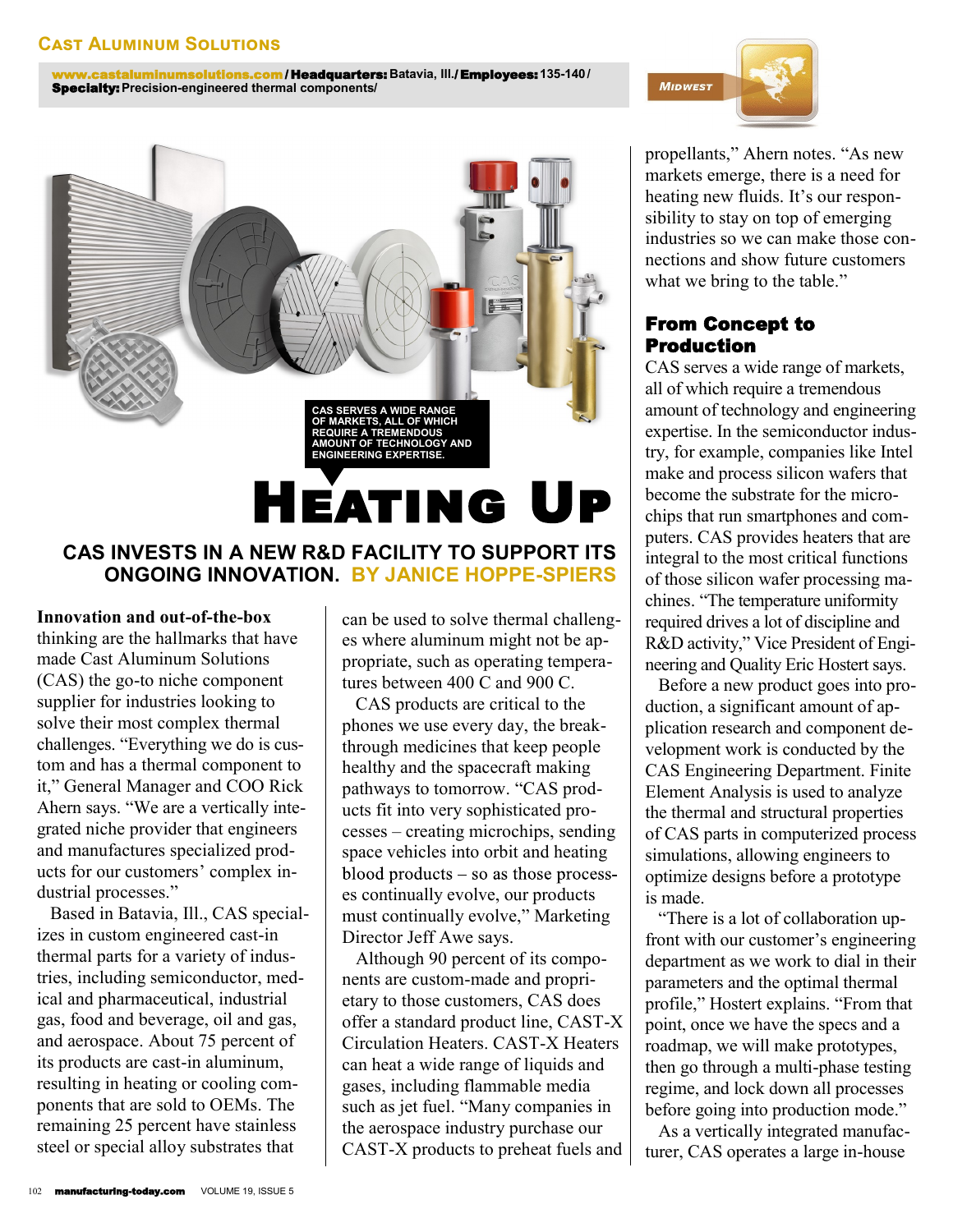# Cast Aluminum Solutions

www.castaluminumsolutions.com / **Headquarters:** Batavia, Ill. / **Employees:** 135-140 / **Specialty:** Precision-engineered thermal components/

Midwest

CAS SERVES A WIDE RANGE OF MARKETS, ALL OF WHICH REQUIRE A TREMENDOUS AMOUNT OF TECHNOLOGY AND ENGINEERING EXPERTISE.

# Heating Up

## CAS INVESTS IN A NEW R&D FACILITY TO SUPPORT ITS ONGOING INNOVATION. BY JANICE HOPPE-SPIERS

**Innovation and out-of-the-box** thinking are the hallmarks that have made Cast Aluminum Solutions (CAS) the go-to niche component supplier for industries looking to solve their most complex thermal challenges. "Everything we do is custom and has a thermal component to it," General Manager and COO Rick Ahern says. "We are a vertically integrated niche provider that engineers and manufactures specialized products for our customers' complex industrial processes."

Based in Batavia, Ill., CAS specializes in custom engineered cast-in thermal parts for a variety of industries, including semiconductor, medical and pharmaceutical, industrial gas, food and beverage, oil and gas, and aerospace. About 75 percent of its products are cast-in aluminum, resulting in heating or cooling components that are sold to OEMs. The remaining 25 percent have stainless steel or special alloy substrates that can be used to solve thermal challenges where aluminum might not be appropriate, such as operating temperatures between 400 C and 900 C.

CAS products are critical to the phones we use every day, the breakthrough medicines that keep people healthy and the spacecraft making pathways to tomorrow. "CAS products fit into very sophisticated processes – creating microchips, sending space vehicles into orbit and heating blood products – so as those processes continually evolve, our products must continually evolve," Marketing Director Jeff Awe says.

Although 90 percent of its components are custom-made and proprietary to those customers, CAS does offer a standard product line, CAST-X Circulation Heaters. CAST-X Heaters can heat a wide range of liquids and gases, including flammable media such as jet fuel. "Many companies in the aerospace industry purchase our CAST-X products to preheat fuels and propellants," Ahern notes. "As new markets emerge, there is a need for heating new fluids. It's our responsibility to stay on top of emerging industries so we can make those connections and show future customers what we bring to the table."

## From Concept to Production

CAS serves a wide range of markets, all of which require a tremendous amount of technology and engineering expertise. In the semiconductor industry, for example, companies like Intel make and process silicon wafers that become the substrate for the microchips that run smartphones and computers. CAS provides heaters that are integral to the most critical functions of those silicon wafer processing machines. "The temperature uniformity required drives a lot of discipline and R&D activity," Vice President of Engineering and Quality Eric Hostert says.

Before a new product goes into production, a significant amount of application research and component development work is conducted by the CAS Engineering Department. Finite Element Analysis is used to analyze the thermal and structural properties of CAS parts in computerized process simulations, allowing engineers to optimize designs before a prototype is made.

"There is a lot of collaboration upfront with our customer's engineering department as we work to dial in their parameters and the optimal thermal profile," Hostert explains. "From that point, once we have the specs and a roadmap, we will make prototypes, then go through a multi-phase testing regime, and lock down all processes before going into production mode."

As a vertically integrated manufacturer, CAS operates a large in-house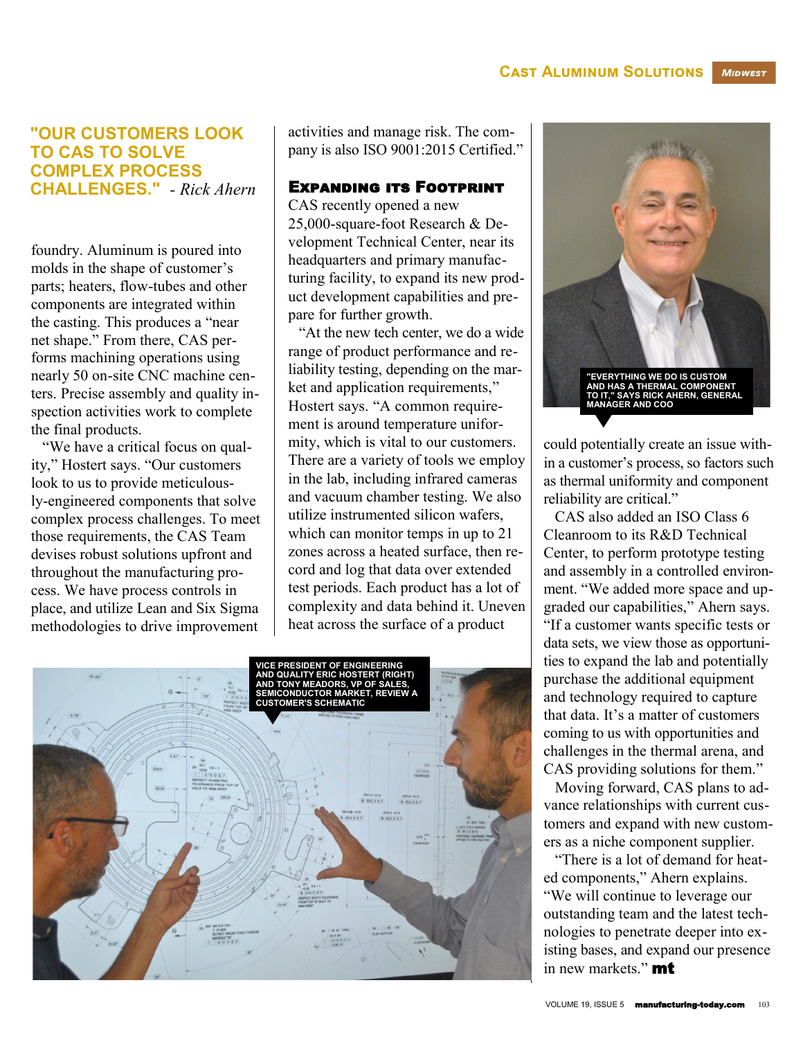**"OUR CUSTOMERS LOOK TO CAS TO SOLVE COMPLEX PROCESS CHALLENGES."** *- Rick Ahern*

foundry. Aluminum is poured into molds in the shape of customer's parts; heaters, flow-tubes and other components are integrated within the casting. This produces a "near net shape." From there, CAS performs machining operations using nearly 50 on-site CNC machine centers. Precise assembly and quality inspection activities work to complete the final products.

"We have a critical focus on quality," Hostert says. "Our customers look to us to provide meticulously-engineered components that solve complex process challenges. To meet those requirements, the CAS Team devises robust solutions upfront and throughout the manufacturing process. We have process controls in place, and utilize Lean and Six Sigma methodologies to drive improvement activities and manage risk. The company is also ISO 9001:2015 Certified."

## Expanding its Footprint

CAS recently opened a new 25,000-square-foot Research & Development Technical Center, near its headquarters and primary manufacturing facility, to expand its new product development capabilities and prepare for further growth.

"At the new tech center, we do a wide range of product performance and reliability testing, depending on the market and application requirements," Hostert says. "A common requirement is around temperature uniformity, which is vital to our customers. There are a variety of tools we employ in the lab, including infrared cameras and vacuum chamber testing. We also utilize instrumented silicon wafers, which can monitor temps in up to 21 zones across a heated surface, then record and log that data over extended test periods. Each product has a lot of complexity and data behind it. Uneven heat across the surface of a product could potentially create an issue within a customer's process, so factors such as thermal uniformity and component reliability are critical."

"EVERYTHING WE DO IS CUSTOM AND HAS A THERMAL COMPONENT TO IT," SAYS RICK AHERN, GENERAL MANAGER AND COO

CAS also added an ISO Class 6 Cleanroom to its R&D Technical Center, to perform prototype testing and assembly in a controlled environment. "We added more space and upgraded our capabilities," Ahern says. "If a customer wants specific tests or data sets, we view those as opportunities to expand the lab and potentially purchase the additional equipment and technology required to capture that data. It's a matter of customers coming to us with opportunities and challenges in the thermal arena, and CAS providing solutions for them."

Moving forward, CAS plans to advance relationships with current customers and expand with new customers as a niche component supplier.

"There is a lot of demand for heated components," Ahern explains. "We will continue to leverage our outstanding team and the latest technologies to penetrate deeper into existing bases, and expand our presence in new markets." **mt**

VICE PRESIDENT OF ENGINEERING AND QUALITY ERIC HOSTERT (RIGHT) AND TONY MEADORS, VP OF SALES, SEMICONDUCTOR MARKET, REVIEW A CUSTOMER'S SCHEMATIC